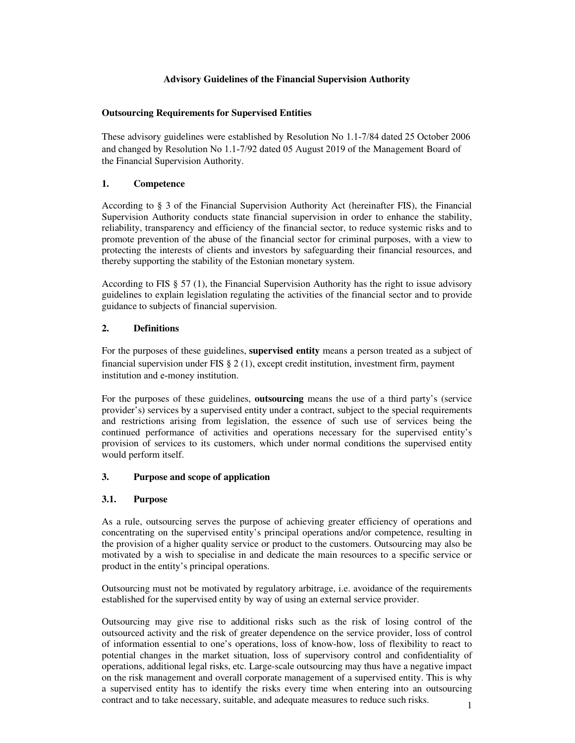# Advisory Guidelines of the Financial Supervision Authority

## Outsourcing Requirements for Supervised Entities

These advisory guidelines were established by Resolution No 1.1-7/84 dated 25 October 2006 and changed by Resolution No 1.1-7/92 dated 05 August 2019 of the Management Board of the Financial Supervision Authority.

## 1. Competence

According to § 3 of the Financial Supervision Authority Act (hereinafter FIS), the Financial Supervision Authority conducts state financial supervision in order to enhance the stability, reliability, transparency and efficiency of the financial sector, to reduce systemic risks and to promote prevention of the abuse of the financial sector for criminal purposes, with a view to protecting the interests of clients and investors by safeguarding their financial resources, and thereby supporting the stability of the Estonian monetary system.

According to FIS § 57 (1), the Financial Supervision Authority has the right to issue advisory guidelines to explain legislation regulating the activities of the financial sector and to provide guidance to subjects of financial supervision.

## 2. Definitions

For the purposes of these guidelines, **supervised entity** means a person treated as a subject of financial supervision under FIS § 2 (1), except credit institution, investment firm, payment institution and e-money institution.

For the purposes of these guidelines, **outsourcing** means the use of a third party's (service provider's) services by a supervised entity under a contract, subject to the special requirements and restrictions arising from legislation, the essence of such use of services being the continued performance of activities and operations necessary for the supervised entity's provision of services to its customers, which under normal conditions the supervised entity would perform itself.

## 3. Purpose and scope of application

### 3.1. Purpose

As a rule, outsourcing serves the purpose of achieving greater efficiency of operations and concentrating on the supervised entity's principal operations and/or competence, resulting in the provision of a higher quality service or product to the customers. Outsourcing may also be motivated by a wish to specialise in and dedicate the main resources to a specific service or product in the entity's principal operations.

Outsourcing must not be motivated by regulatory arbitrage, i.e. avoidance of the requirements established for the supervised entity by way of using an external service provider.

Outsourcing may give rise to additional risks such as the risk of losing control of the outsourced activity and the risk of greater dependence on the service provider, loss of control of information essential to one's operations, loss of know-how, loss of flexibility to react to potential changes in the market situation, loss of supervisory control and confidentiality of operations, additional legal risks, etc. Large-scale outsourcing may thus have a negative impact on the risk management and overall corporate management of a supervised entity. This is why a supervised entity has to identify the risks every time when entering into an outsourcing contract and to take necessary, suitable, and adequate measures to reduce such risks.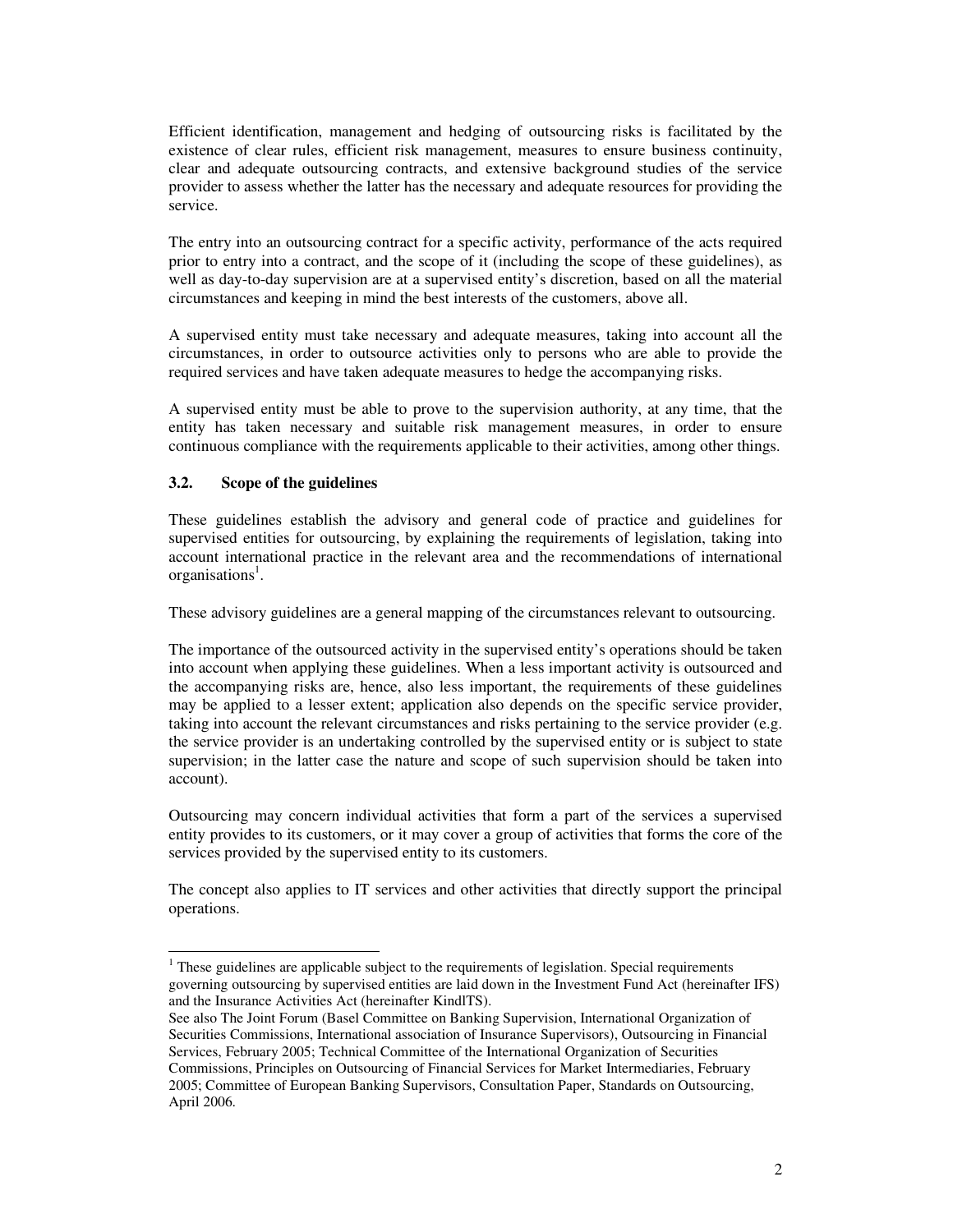Efficient identification, management and hedging of outsourcing risks is facilitated by the existence of clear rules, efficient risk management, measures to ensure business continuity, clear and adequate outsourcing contracts, and extensive background studies of the service provider to assess whether the latter has the necessary and adequate resources for providing the service.

The entry into an outsourcing contract for a specific activity, performance of the acts required prior to entry into a contract, and the scope of it (including the scope of these guidelines), as well as day-to-day supervision are at a supervised entity's discretion, based on all the material circumstances and keeping in mind the best interests of the customers, above all.

A supervised entity must take necessary and adequate measures, taking into account all the circumstances, in order to outsource activities only to persons who are able to provide the required services and have taken adequate measures to hedge the accompanying risks.

A supervised entity must be able to prove to the supervision authority, at any time, that the entity has taken necessary and suitable risk management measures, in order to ensure continuous compliance with the requirements applicable to their activities, among other things.

### 3.2. Scope of the guidelines

These guidelines establish the advisory and general code of practice and guidelines for supervised entities for outsourcing, by explaining the requirements of legislation, taking into account international practice in the relevant area and the recommendations of international organisations[1].

These advisory guidelines are a general mapping of the circumstances relevant to outsourcing.

The importance of the outsourced activity in the supervised entity's operations should be taken into account when applying these guidelines. When a less important activity is outsourced and the accompanying risks are, hence, also less important, the requirements of these guidelines may be applied to a lesser extent; application also depends on the specific service provider, taking into account the relevant circumstances and risks pertaining to the service provider (e.g. the service provider is an undertaking controlled by the supervised entity or is subject to state supervision; in the latter case the nature and scope of such supervision should be taken into account).

Outsourcing may concern individual activities that form a part of the services a supervised entity provides to its customers, or it may cover a group of activities that forms the core of the services provided by the supervised entity to its customers.

The concept also applies to IT services and other activities that directly support the principal operations.

---

[1] These guidelines are applicable subject to the requirements of legislation. Special requirements governing outsourcing by supervised entities are laid down in the Investment Fund Act (hereinafter IFS) and the Insurance Activities Act (hereinafter KindlTS).
See also The Joint Forum (Basel Committee on Banking Supervision, International Organization of Securities Commissions, International association of Insurance Supervisors), Outsourcing in Financial Services, February 2005; Technical Committee of the International Organization of Securities Commissions, Principles on Outsourcing of Financial Services for Market Intermediaries, February 2005; Committee of European Banking Supervisors, Consultation Paper, Standards on Outsourcing, April 2006.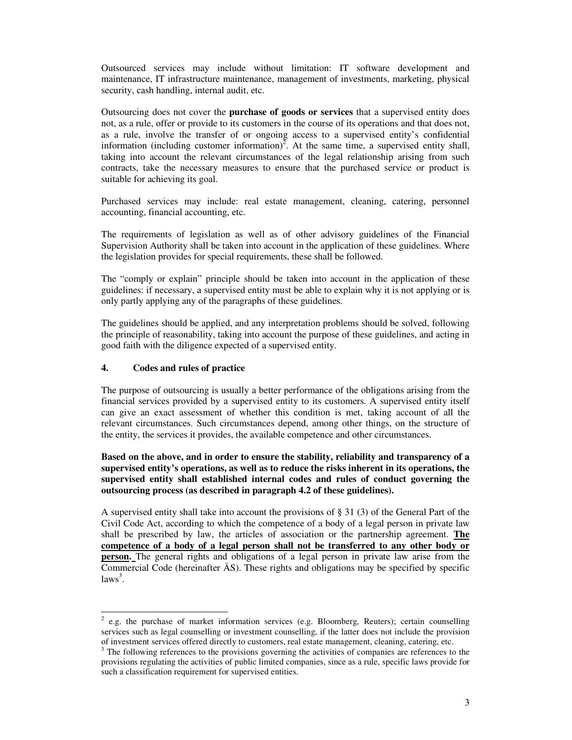Outsourced services may include without limitation: IT software development and maintenance, IT infrastructure maintenance, management of investments, marketing, physical security, cash handling, internal audit, etc.

Outsourcing does not cover the **purchase of goods or services** that a supervised entity does not, as a rule, offer or provide to its customers in the course of its operations and that does not, as a rule, involve the transfer of or ongoing access to a supervised entity's confidential information (including customer information)[2]. At the same time, a supervised entity shall, taking into account the relevant circumstances of the legal relationship arising from such contracts, take the necessary measures to ensure that the purchased service or product is suitable for achieving its goal.

Purchased services may include: real estate management, cleaning, catering, personnel accounting, financial accounting, etc.

The requirements of legislation as well as of other advisory guidelines of the Financial Supervision Authority shall be taken into account in the application of these guidelines. Where the legislation provides for special requirements, these shall be followed.

The "comply or explain" principle should be taken into account in the application of these guidelines: if necessary, a supervised entity must be able to explain why it is not applying or is only partly applying any of the paragraphs of these guidelines.

The guidelines should be applied, and any interpretation problems should be solved, following the principle of reasonability, taking into account the purpose of these guidelines, and acting in good faith with the diligence expected of a supervised entity.

## 4. Codes and rules of practice

The purpose of outsourcing is usually a better performance of the obligations arising from the financial services provided by a supervised entity to its customers. A supervised entity itself can give an exact assessment of whether this condition is met, taking account of all the relevant circumstances. Such circumstances depend, among other things, on the structure of the entity, the services it provides, the available competence and other circumstances.

**Based on the above, and in order to ensure the stability, reliability and transparency of a supervised entity's operations, as well as to reduce the risks inherent in its operations, the supervised entity shall established internal codes and rules of conduct governing the outsourcing process (as described in paragraph 4.2 of these guidelines).**

A supervised entity shall take into account the provisions of § 31 (3) of the General Part of the Civil Code Act, according to which the competence of a body of a legal person in private law shall be prescribed by law, the articles of association or the partnership agreement. **The competence of a body of a legal person shall not be transferred to any other body or person.** The general rights and obligations of a legal person in private law arise from the Commercial Code (hereinafter ÄS). These rights and obligations may be specified by specific laws[3].

---

[2] e.g. the purchase of market information services (e.g. Bloomberg, Reuters); certain counselling services such as legal counselling or investment counselling, if the latter does not include the provision of investment services offered directly to customers, real estate management, cleaning, catering, etc.

[3] The following references to the provisions governing the activities of companies are references to the provisions regulating the activities of public limited companies, since as a rule, specific laws provide for such a classification requirement for supervised entities.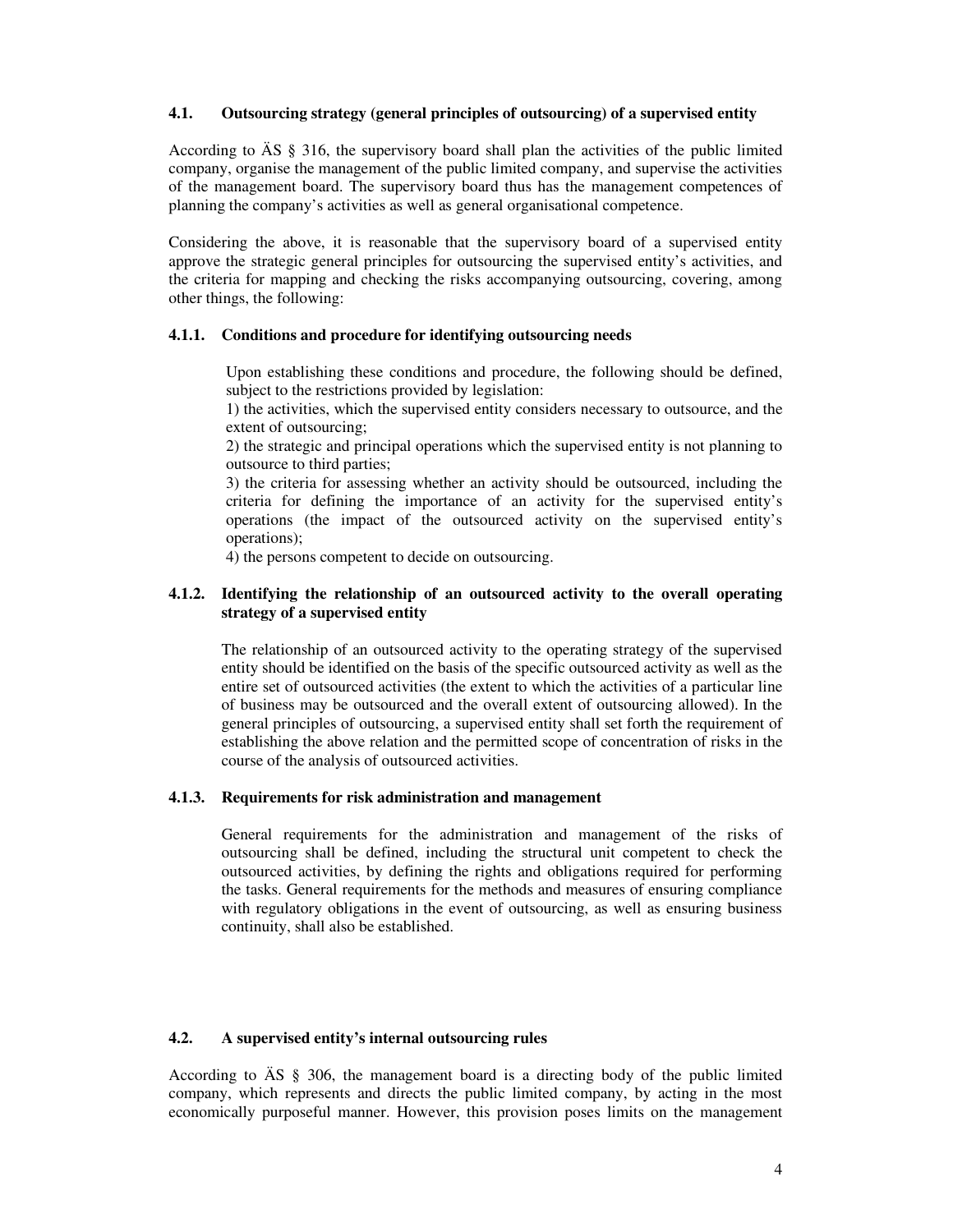### 4.1. Outsourcing strategy (general principles of outsourcing) of a supervised entity

According to ÄS § 316, the supervisory board shall plan the activities of the public limited company, organise the management of the public limited company, and supervise the activities of the management board. The supervisory board thus has the management competences of planning the company's activities as well as general organisational competence.

Considering the above, it is reasonable that the supervisory board of a supervised entity approve the strategic general principles for outsourcing the supervised entity's activities, and the criteria for mapping and checking the risks accompanying outsourcing, covering, among other things, the following:

#### 4.1.1. Conditions and procedure for identifying outsourcing needs

Upon establishing these conditions and procedure, the following should be defined, subject to the restrictions provided by legislation:

1) the activities, which the supervised entity considers necessary to outsource, and the extent of outsourcing;

2) the strategic and principal operations which the supervised entity is not planning to outsource to third parties;

3) the criteria for assessing whether an activity should be outsourced, including the criteria for defining the importance of an activity for the supervised entity's operations (the impact of the outsourced activity on the supervised entity's operations);

4) the persons competent to decide on outsourcing.

#### 4.1.2. Identifying the relationship of an outsourced activity to the overall operating strategy of a supervised entity

The relationship of an outsourced activity to the operating strategy of the supervised entity should be identified on the basis of the specific outsourced activity as well as the entire set of outsourced activities (the extent to which the activities of a particular line of business may be outsourced and the overall extent of outsourcing allowed). In the general principles of outsourcing, a supervised entity shall set forth the requirement of establishing the above relation and the permitted scope of concentration of risks in the course of the analysis of outsourced activities.

#### 4.1.3. Requirements for risk administration and management

General requirements for the administration and management of the risks of outsourcing shall be defined, including the structural unit competent to check the outsourced activities, by defining the rights and obligations required for performing the tasks. General requirements for the methods and measures of ensuring compliance with regulatory obligations in the event of outsourcing, as well as ensuring business continuity, shall also be established.

### 4.2. A supervised entity's internal outsourcing rules

According to ÄS § 306, the management board is a directing body of the public limited company, which represents and directs the public limited company, by acting in the most economically purposeful manner. However, this provision poses limits on the management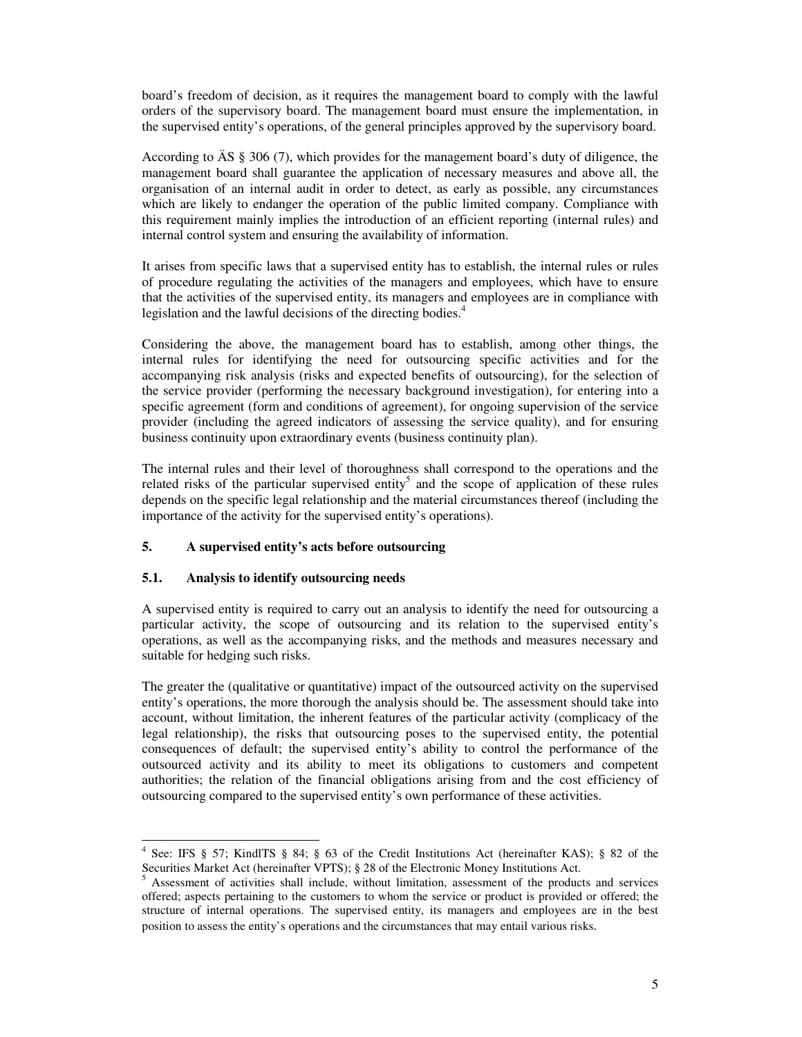board's freedom of decision, as it requires the management board to comply with the lawful orders of the supervisory board. The management board must ensure the implementation, in the supervised entity's operations, of the general principles approved by the supervisory board.

According to ÄS § 306 (7), which provides for the management board's duty of diligence, the management board shall guarantee the application of necessary measures and above all, the organisation of an internal audit in order to detect, as early as possible, any circumstances which are likely to endanger the operation of the public limited company. Compliance with this requirement mainly implies the introduction of an efficient reporting (internal rules) and internal control system and ensuring the availability of information.

It arises from specific laws that a supervised entity has to establish, the internal rules or rules of procedure regulating the activities of the managers and employees, which have to ensure that the activities of the supervised entity, its managers and employees are in compliance with legislation and the lawful decisions of the directing bodies.[4]

Considering the above, the management board has to establish, among other things, the internal rules for identifying the need for outsourcing specific activities and for the accompanying risk analysis (risks and expected benefits of outsourcing), for the selection of the service provider (performing the necessary background investigation), for entering into a specific agreement (form and conditions of agreement), for ongoing supervision of the service provider (including the agreed indicators of assessing the service quality), and for ensuring business continuity upon extraordinary events (business continuity plan).

The internal rules and their level of thoroughness shall correspond to the operations and the related risks of the particular supervised entity[5] and the scope of application of these rules depends on the specific legal relationship and the material circumstances thereof (including the importance of the activity for the supervised entity's operations).

## 5. A supervised entity's acts before outsourcing

### 5.1. Analysis to identify outsourcing needs

A supervised entity is required to carry out an analysis to identify the need for outsourcing a particular activity, the scope of outsourcing and its relation to the supervised entity's operations, as well as the accompanying risks, and the methods and measures necessary and suitable for hedging such risks.

The greater the (qualitative or quantitative) impact of the outsourced activity on the supervised entity's operations, the more thorough the analysis should be. The assessment should take into account, without limitation, the inherent features of the particular activity (complicacy of the legal relationship), the risks that outsourcing poses to the supervised entity, the potential consequences of default; the supervised entity's ability to control the performance of the outsourced activity and its ability to meet its obligations to customers and competent authorities; the relation of the financial obligations arising from and the cost efficiency of outsourcing compared to the supervised entity's own performance of these activities.

---

[4] See: IFS § 57; KindlTS § 84; § 63 of the Credit Institutions Act (hereinafter KAS); § 82 of the Securities Market Act (hereinafter VPTS); § 28 of the Electronic Money Institutions Act.

[5] Assessment of activities shall include, without limitation, assessment of the products and services offered; aspects pertaining to the customers to whom the service or product is provided or offered; the structure of internal operations. The supervised entity, its managers and employees are in the best position to assess the entity's operations and the circumstances that may entail various risks.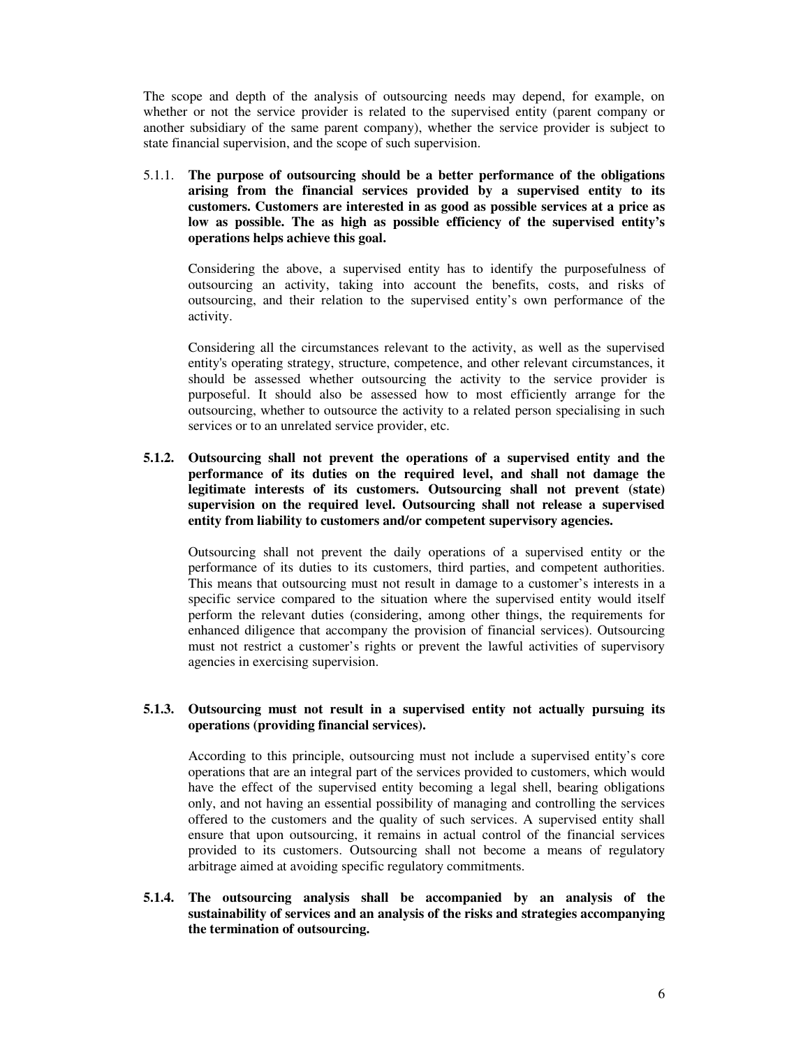The scope and depth of the analysis of outsourcing needs may depend, for example, on whether or not the service provider is related to the supervised entity (parent company or another subsidiary of the same parent company), whether the service provider is subject to state financial supervision, and the scope of such supervision.

5.1.1. **The purpose of outsourcing should be a better performance of the obligations arising from the financial services provided by a supervised entity to its customers. Customers are interested in as good as possible services at a price as low as possible. The as high as possible efficiency of the supervised entity's operations helps achieve this goal.**

Considering the above, a supervised entity has to identify the purposefulness of outsourcing an activity, taking into account the benefits, costs, and risks of outsourcing, and their relation to the supervised entity's own performance of the activity.

Considering all the circumstances relevant to the activity, as well as the supervised entity's operating strategy, structure, competence, and other relevant circumstances, it should be assessed whether outsourcing the activity to the service provider is purposeful. It should also be assessed how to most efficiently arrange for the outsourcing, whether to outsource the activity to a related person specialising in such services or to an unrelated service provider, etc.

**5.1.2. Outsourcing shall not prevent the operations of a supervised entity and the performance of its duties on the required level, and shall not damage the legitimate interests of its customers. Outsourcing shall not prevent (state) supervision on the required level. Outsourcing shall not release a supervised entity from liability to customers and/or competent supervisory agencies.**

Outsourcing shall not prevent the daily operations of a supervised entity or the performance of its duties to its customers, third parties, and competent authorities. This means that outsourcing must not result in damage to a customer's interests in a specific service compared to the situation where the supervised entity would itself perform the relevant duties (considering, among other things, the requirements for enhanced diligence that accompany the provision of financial services). Outsourcing must not restrict a customer's rights or prevent the lawful activities of supervisory agencies in exercising supervision.

**5.1.3. Outsourcing must not result in a supervised entity not actually pursuing its operations (providing financial services).**

According to this principle, outsourcing must not include a supervised entity's core operations that are an integral part of the services provided to customers, which would have the effect of the supervised entity becoming a legal shell, bearing obligations only, and not having an essential possibility of managing and controlling the services offered to the customers and the quality of such services. A supervised entity shall ensure that upon outsourcing, it remains in actual control of the financial services provided to its customers. Outsourcing shall not become a means of regulatory arbitrage aimed at avoiding specific regulatory commitments.

**5.1.4. The outsourcing analysis shall be accompanied by an analysis of the sustainability of services and an analysis of the risks and strategies accompanying the termination of outsourcing.**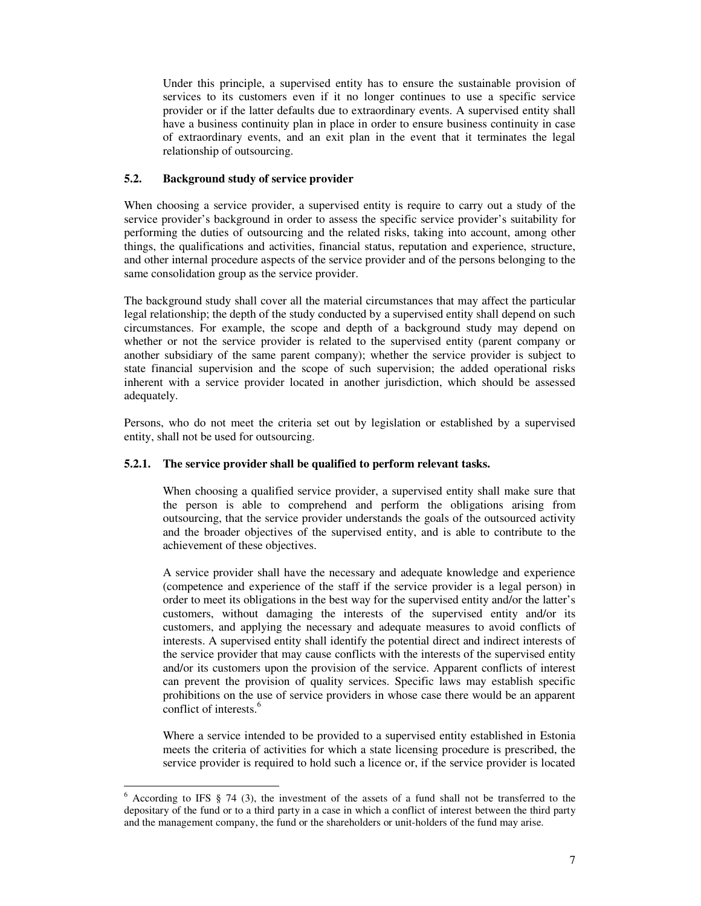Under this principle, a supervised entity has to ensure the sustainable provision of services to its customers even if it no longer continues to use a specific service provider or if the latter defaults due to extraordinary events. A supervised entity shall have a business continuity plan in place in order to ensure business continuity in case of extraordinary events, and an exit plan in the event that it terminates the legal relationship of outsourcing.

### 5.2. Background study of service provider

When choosing a service provider, a supervised entity is require to carry out a study of the service provider's background in order to assess the specific service provider's suitability for performing the duties of outsourcing and the related risks, taking into account, among other things, the qualifications and activities, financial status, reputation and experience, structure, and other internal procedure aspects of the service provider and of the persons belonging to the same consolidation group as the service provider.

The background study shall cover all the material circumstances that may affect the particular legal relationship; the depth of the study conducted by a supervised entity shall depend on such circumstances. For example, the scope and depth of a background study may depend on whether or not the service provider is related to the supervised entity (parent company or another subsidiary of the same parent company); whether the service provider is subject to state financial supervision and the scope of such supervision; the added operational risks inherent with a service provider located in another jurisdiction, which should be assessed adequately.

Persons, who do not meet the criteria set out by legislation or established by a supervised entity, shall not be used for outsourcing.

#### 5.2.1. The service provider shall be qualified to perform relevant tasks.

When choosing a qualified service provider, a supervised entity shall make sure that the person is able to comprehend and perform the obligations arising from outsourcing, that the service provider understands the goals of the outsourced activity and the broader objectives of the supervised entity, and is able to contribute to the achievement of these objectives.

A service provider shall have the necessary and adequate knowledge and experience (competence and experience of the staff if the service provider is a legal person) in order to meet its obligations in the best way for the supervised entity and/or the latter's customers, without damaging the interests of the supervised entity and/or its customers, and applying the necessary and adequate measures to avoid conflicts of interests. A supervised entity shall identify the potential direct and indirect interests of the service provider that may cause conflicts with the interests of the supervised entity and/or its customers upon the provision of the service. Apparent conflicts of interest can prevent the provision of quality services. Specific laws may establish specific prohibitions on the use of service providers in whose case there would be an apparent conflict of interests.[6]

Where a service intended to be provided to a supervised entity established in Estonia meets the criteria of activities for which a state licensing procedure is prescribed, the service provider is required to hold such a licence or, if the service provider is located

---

[6] According to IFS § 74 (3), the investment of the assets of a fund shall not be transferred to the depositary of the fund or to a third party in a case in which a conflict of interest between the third party and the management company, the fund or the shareholders or unit-holders of the fund may arise.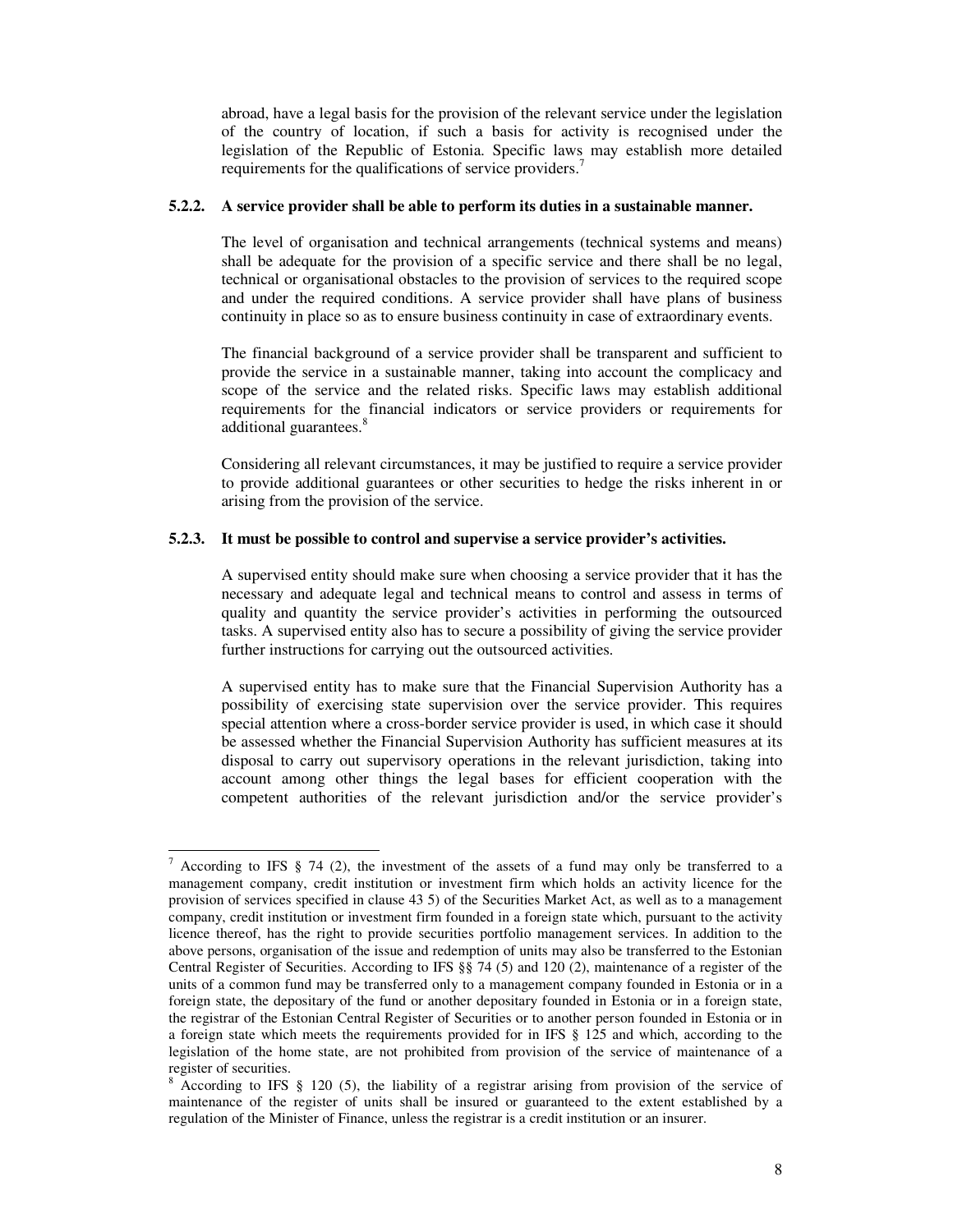abroad, have a legal basis for the provision of the relevant service under the legislation of the country of location, if such a basis for activity is recognised under the legislation of the Republic of Estonia. Specific laws may establish more detailed requirements for the qualifications of service providers.[7]

**5.2.2. A service provider shall be able to perform its duties in a sustainable manner.**

The level of organisation and technical arrangements (technical systems and means) shall be adequate for the provision of a specific service and there shall be no legal, technical or organisational obstacles to the provision of services to the required scope and under the required conditions. A service provider shall have plans of business continuity in place so as to ensure business continuity in case of extraordinary events.

The financial background of a service provider shall be transparent and sufficient to provide the service in a sustainable manner, taking into account the complicacy and scope of the service and the related risks. Specific laws may establish additional requirements for the financial indicators or service providers or requirements for additional guarantees.[8]

Considering all relevant circumstances, it may be justified to require a service provider to provide additional guarantees or other securities to hedge the risks inherent in or arising from the provision of the service.

**5.2.3. It must be possible to control and supervise a service provider's activities.**

A supervised entity should make sure when choosing a service provider that it has the necessary and adequate legal and technical means to control and assess in terms of quality and quantity the service provider's activities in performing the outsourced tasks. A supervised entity also has to secure a possibility of giving the service provider further instructions for carrying out the outsourced activities.

A supervised entity has to make sure that the Financial Supervision Authority has a possibility of exercising state supervision over the service provider. This requires special attention where a cross-border service provider is used, in which case it should be assessed whether the Financial Supervision Authority has sufficient measures at its disposal to carry out supervisory operations in the relevant jurisdiction, taking into account among other things the legal bases for efficient cooperation with the competent authorities of the relevant jurisdiction and/or the service provider's

---

[7] According to IFS § 74 (2), the investment of the assets of a fund may only be transferred to a management company, credit institution or investment firm which holds an activity licence for the provision of services specified in clause 43 5) of the Securities Market Act, as well as to a management company, credit institution or investment firm founded in a foreign state which, pursuant to the activity licence thereof, has the right to provide securities portfolio management services. In addition to the above persons, organisation of the issue and redemption of units may also be transferred to the Estonian Central Register of Securities. According to IFS §§ 74 (5) and 120 (2), maintenance of a register of the units of a common fund may be transferred only to a management company founded in Estonia or in a foreign state, the depositary of the fund or another depositary founded in Estonia or in a foreign state, the registrar of the Estonian Central Register of Securities or to another person founded in Estonia or in a foreign state which meets the requirements provided for in IFS § 125 and which, according to the legislation of the home state, are not prohibited from provision of the service of maintenance of a register of securities.

[8] According to IFS § 120 (5), the liability of a registrar arising from provision of the service of maintenance of the register of units shall be insured or guaranteed to the extent established by a regulation of the Minister of Finance, unless the registrar is a credit institution or an insurer.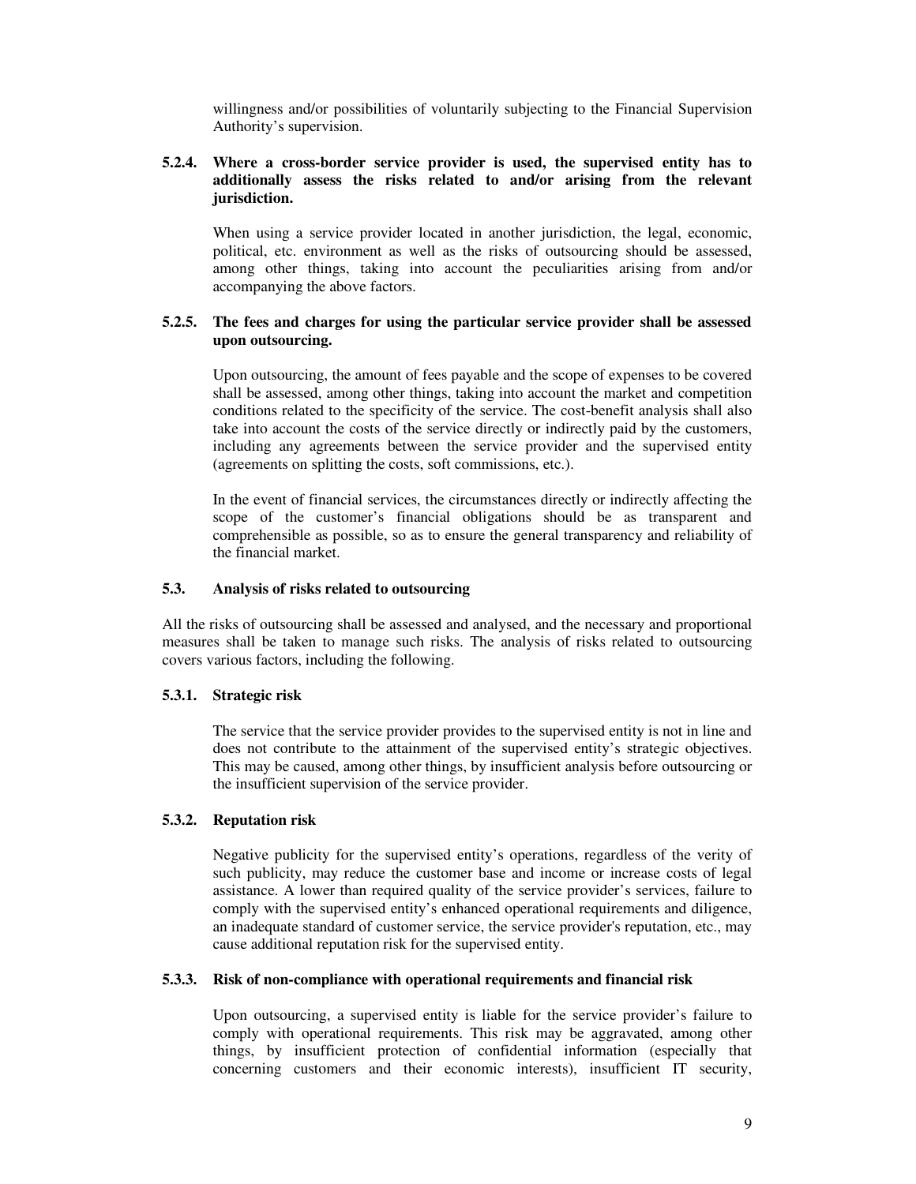willingness and/or possibilities of voluntarily subjecting to the Financial Supervision Authority's supervision.

**5.2.4. Where a cross-border service provider is used, the supervised entity has to additionally assess the risks related to and/or arising from the relevant jurisdiction.**

When using a service provider located in another jurisdiction, the legal, economic, political, etc. environment as well as the risks of outsourcing should be assessed, among other things, taking into account the peculiarities arising from and/or accompanying the above factors.

**5.2.5. The fees and charges for using the particular service provider shall be assessed upon outsourcing.**

Upon outsourcing, the amount of fees payable and the scope of expenses to be covered shall be assessed, among other things, taking into account the market and competition conditions related to the specificity of the service. The cost-benefit analysis shall also take into account the costs of the service directly or indirectly paid by the customers, including any agreements between the service provider and the supervised entity (agreements on splitting the costs, soft commissions, etc.).

In the event of financial services, the circumstances directly or indirectly affecting the scope of the customer's financial obligations should be as transparent and comprehensible as possible, so as to ensure the general transparency and reliability of the financial market.

### 5.3. Analysis of risks related to outsourcing

All the risks of outsourcing shall be assessed and analysed, and the necessary and proportional measures shall be taken to manage such risks. The analysis of risks related to outsourcing covers various factors, including the following.

#### 5.3.1. Strategic risk

The service that the service provider provides to the supervised entity is not in line and does not contribute to the attainment of the supervised entity's strategic objectives. This may be caused, among other things, by insufficient analysis before outsourcing or the insufficient supervision of the service provider.

#### 5.3.2. Reputation risk

Negative publicity for the supervised entity's operations, regardless of the verity of such publicity, may reduce the customer base and income or increase costs of legal assistance. A lower than required quality of the service provider's services, failure to comply with the supervised entity's enhanced operational requirements and diligence, an inadequate standard of customer service, the service provider's reputation, etc., may cause additional reputation risk for the supervised entity.

#### 5.3.3. Risk of non-compliance with operational requirements and financial risk

Upon outsourcing, a supervised entity is liable for the service provider's failure to comply with operational requirements. This risk may be aggravated, among other things, by insufficient protection of confidential information (especially that concerning customers and their economic interests), insufficient IT security,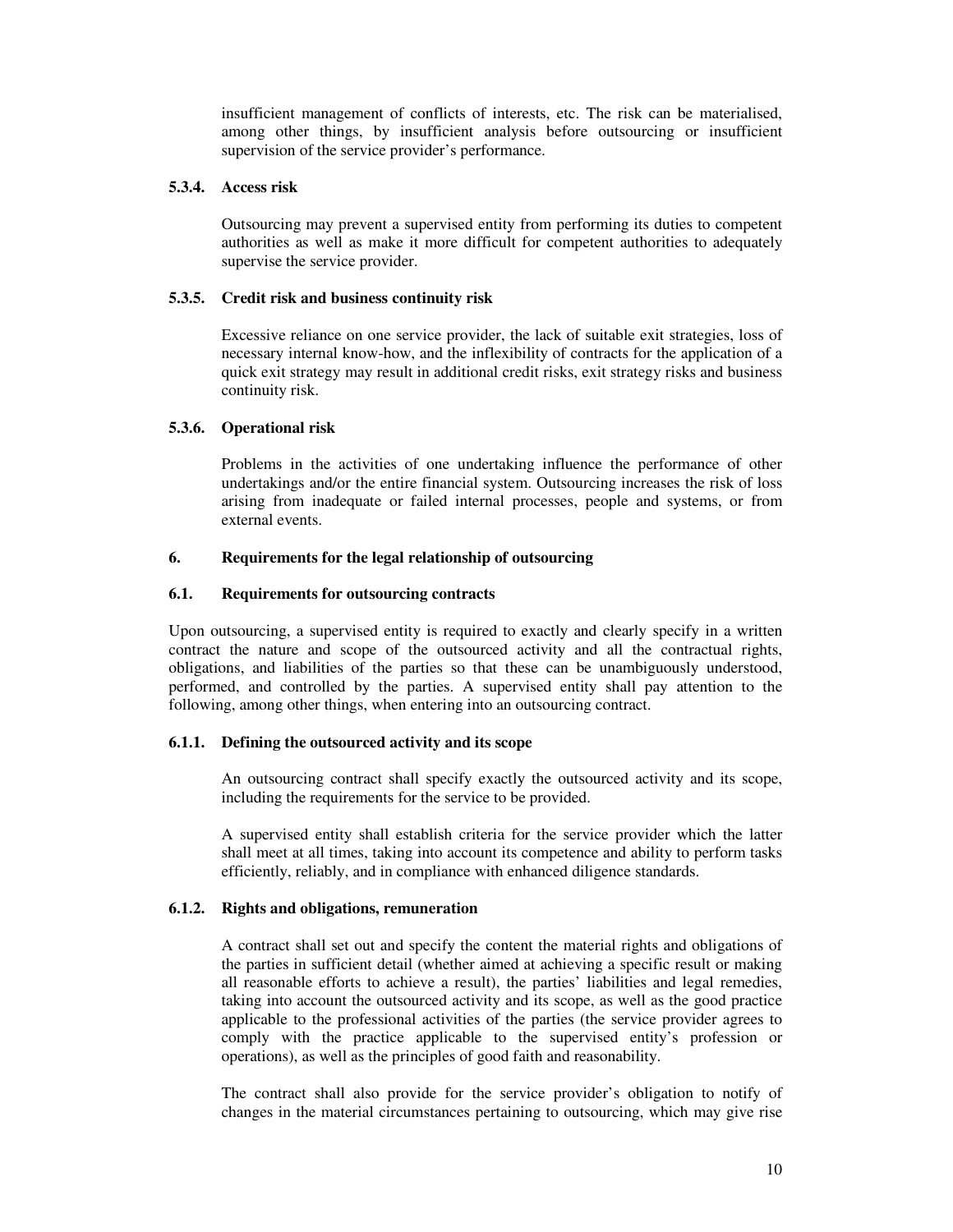insufficient management of conflicts of interests, etc. The risk can be materialised, among other things, by insufficient analysis before outsourcing or insufficient supervision of the service provider's performance.

#### 5.3.4. Access risk

Outsourcing may prevent a supervised entity from performing its duties to competent authorities as well as make it more difficult for competent authorities to adequately supervise the service provider.

#### 5.3.5. Credit risk and business continuity risk

Excessive reliance on one service provider, the lack of suitable exit strategies, loss of necessary internal know-how, and the inflexibility of contracts for the application of a quick exit strategy may result in additional credit risks, exit strategy risks and business continuity risk.

#### 5.3.6. Operational risk

Problems in the activities of one undertaking influence the performance of other undertakings and/or the entire financial system. Outsourcing increases the risk of loss arising from inadequate or failed internal processes, people and systems, or from external events.

## 6. Requirements for the legal relationship of outsourcing

### 6.1. Requirements for outsourcing contracts

Upon outsourcing, a supervised entity is required to exactly and clearly specify in a written contract the nature and scope of the outsourced activity and all the contractual rights, obligations, and liabilities of the parties so that these can be unambiguously understood, performed, and controlled by the parties. A supervised entity shall pay attention to the following, among other things, when entering into an outsourcing contract.

#### 6.1.1. Defining the outsourced activity and its scope

An outsourcing contract shall specify exactly the outsourced activity and its scope, including the requirements for the service to be provided.

A supervised entity shall establish criteria for the service provider which the latter shall meet at all times, taking into account its competence and ability to perform tasks efficiently, reliably, and in compliance with enhanced diligence standards.

#### 6.1.2. Rights and obligations, remuneration

A contract shall set out and specify the content the material rights and obligations of the parties in sufficient detail (whether aimed at achieving a specific result or making all reasonable efforts to achieve a result), the parties' liabilities and legal remedies, taking into account the outsourced activity and its scope, as well as the good practice applicable to the professional activities of the parties (the service provider agrees to comply with the practice applicable to the supervised entity's profession or operations), as well as the principles of good faith and reasonability.

The contract shall also provide for the service provider's obligation to notify of changes in the material circumstances pertaining to outsourcing, which may give rise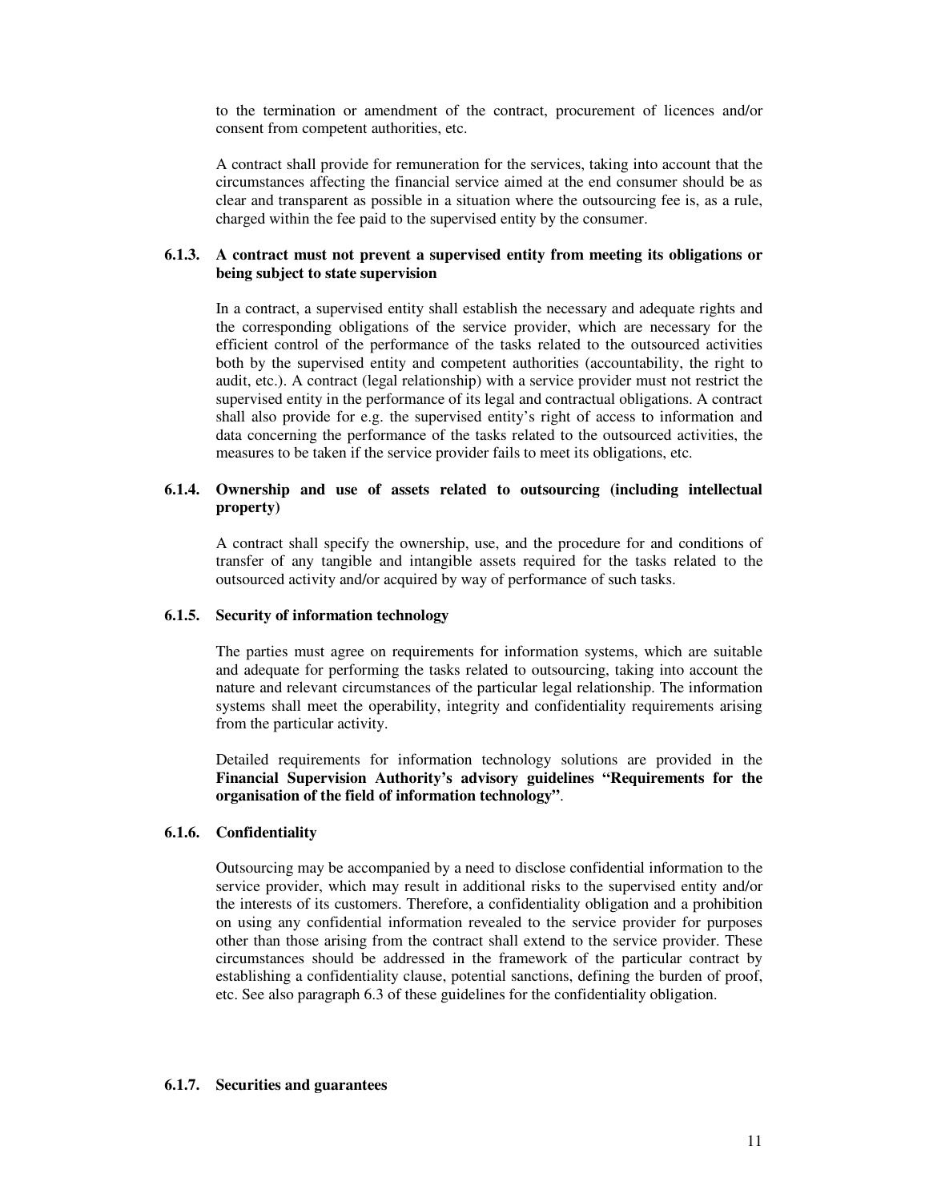to the termination or amendment of the contract, procurement of licences and/or consent from competent authorities, etc.

A contract shall provide for remuneration for the services, taking into account that the circumstances affecting the financial service aimed at the end consumer should be as clear and transparent as possible in a situation where the outsourcing fee is, as a rule, charged within the fee paid to the supervised entity by the consumer.

#### 6.1.3. A contract must not prevent a supervised entity from meeting its obligations or being subject to state supervision

In a contract, a supervised entity shall establish the necessary and adequate rights and the corresponding obligations of the service provider, which are necessary for the efficient control of the performance of the tasks related to the outsourced activities both by the supervised entity and competent authorities (accountability, the right to audit, etc.). A contract (legal relationship) with a service provider must not restrict the supervised entity in the performance of its legal and contractual obligations. A contract shall also provide for e.g. the supervised entity's right of access to information and data concerning the performance of the tasks related to the outsourced activities, the measures to be taken if the service provider fails to meet its obligations, etc.

#### 6.1.4. Ownership and use of assets related to outsourcing (including intellectual property)

A contract shall specify the ownership, use, and the procedure for and conditions of transfer of any tangible and intangible assets required for the tasks related to the outsourced activity and/or acquired by way of performance of such tasks.

#### 6.1.5. Security of information technology

The parties must agree on requirements for information systems, which are suitable and adequate for performing the tasks related to outsourcing, taking into account the nature and relevant circumstances of the particular legal relationship. The information systems shall meet the operability, integrity and confidentiality requirements arising from the particular activity.

Detailed requirements for information technology solutions are provided in the **Financial Supervision Authority's advisory guidelines "Requirements for the organisation of the field of information technology"**.

#### 6.1.6. Confidentiality

Outsourcing may be accompanied by a need to disclose confidential information to the service provider, which may result in additional risks to the supervised entity and/or the interests of its customers. Therefore, a confidentiality obligation and a prohibition on using any confidential information revealed to the service provider for purposes other than those arising from the contract shall extend to the service provider. These circumstances should be addressed in the framework of the particular contract by establishing a confidentiality clause, potential sanctions, defining the burden of proof, etc. See also paragraph 6.3 of these guidelines for the confidentiality obligation.

#### 6.1.7. Securities and guarantees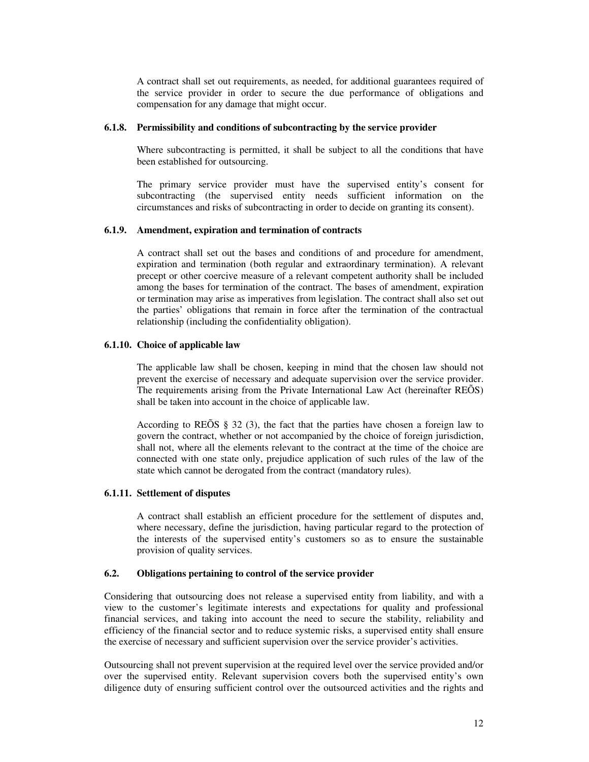A contract shall set out requirements, as needed, for additional guarantees required of the service provider in order to secure the due performance of obligations and compensation for any damage that might occur.

#### 6.1.8. Permissibility and conditions of subcontracting by the service provider

Where subcontracting is permitted, it shall be subject to all the conditions that have been established for outsourcing.

The primary service provider must have the supervised entity's consent for subcontracting (the supervised entity needs sufficient information on the circumstances and risks of subcontracting in order to decide on granting its consent).

#### 6.1.9. Amendment, expiration and termination of contracts

A contract shall set out the bases and conditions of and procedure for amendment, expiration and termination (both regular and extraordinary termination). A relevant precept or other coercive measure of a relevant competent authority shall be included among the bases for termination of the contract. The bases of amendment, expiration or termination may arise as imperatives from legislation. The contract shall also set out the parties' obligations that remain in force after the termination of the contractual relationship (including the confidentiality obligation).

#### 6.1.10. Choice of applicable law

The applicable law shall be chosen, keeping in mind that the chosen law should not prevent the exercise of necessary and adequate supervision over the service provider. The requirements arising from the Private International Law Act (hereinafter REÕS) shall be taken into account in the choice of applicable law.

According to REÕS § 32 (3), the fact that the parties have chosen a foreign law to govern the contract, whether or not accompanied by the choice of foreign jurisdiction, shall not, where all the elements relevant to the contract at the time of the choice are connected with one state only, prejudice application of such rules of the law of the state which cannot be derogated from the contract (mandatory rules).

#### 6.1.11. Settlement of disputes

A contract shall establish an efficient procedure for the settlement of disputes and, where necessary, define the jurisdiction, having particular regard to the protection of the interests of the supervised entity's customers so as to ensure the sustainable provision of quality services.

### 6.2. Obligations pertaining to control of the service provider

Considering that outsourcing does not release a supervised entity from liability, and with a view to the customer's legitimate interests and expectations for quality and professional financial services, and taking into account the need to secure the stability, reliability and efficiency of the financial sector and to reduce systemic risks, a supervised entity shall ensure the exercise of necessary and sufficient supervision over the service provider's activities.

Outsourcing shall not prevent supervision at the required level over the service provided and/or over the supervised entity. Relevant supervision covers both the supervised entity's own diligence duty of ensuring sufficient control over the outsourced activities and the rights and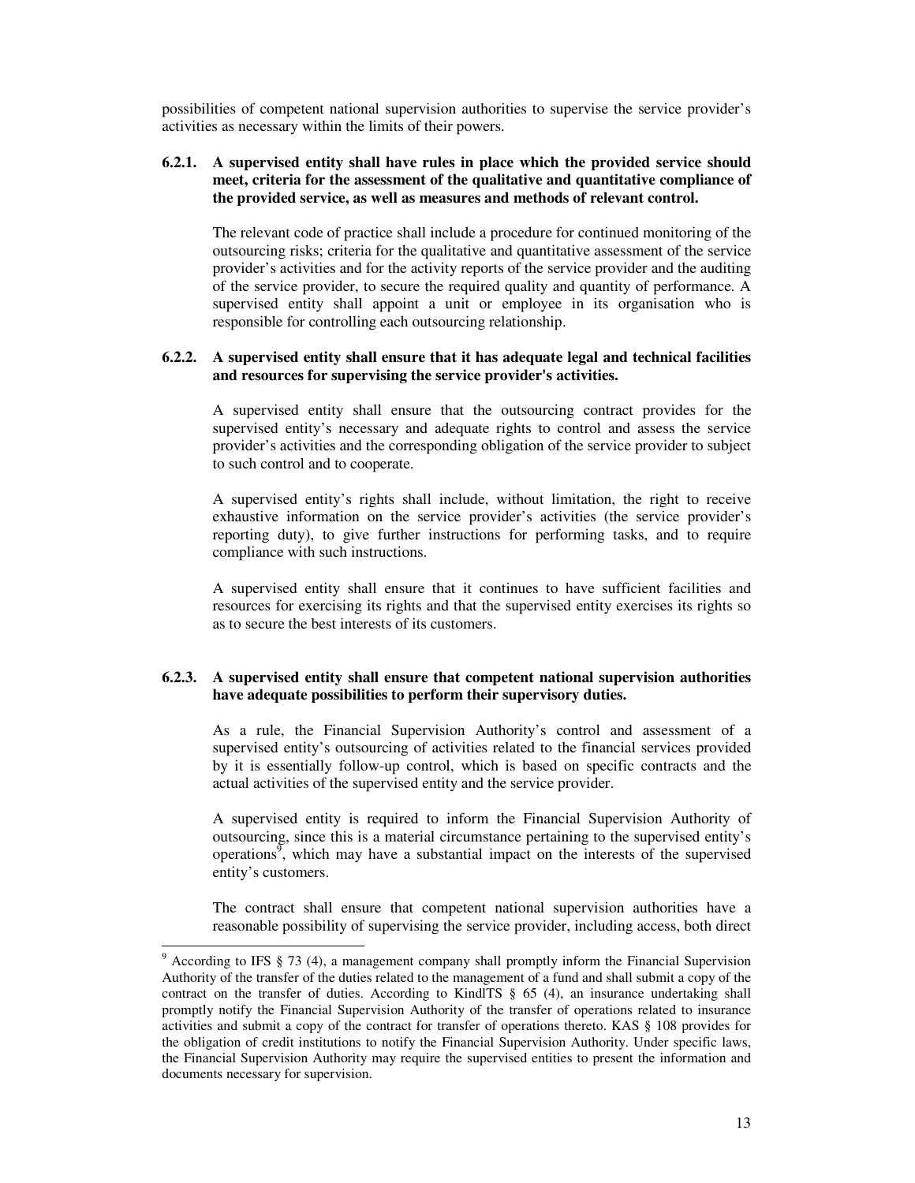possibilities of competent national supervision authorities to supervise the service provider's activities as necessary within the limits of their powers.

**6.2.1. A supervised entity shall have rules in place which the provided service should meet, criteria for the assessment of the qualitative and quantitative compliance of the provided service, as well as measures and methods of relevant control.**

The relevant code of practice shall include a procedure for continued monitoring of the outsourcing risks; criteria for the qualitative and quantitative assessment of the service provider's activities and for the activity reports of the service provider and the auditing of the service provider, to secure the required quality and quantity of performance. A supervised entity shall appoint a unit or employee in its organisation who is responsible for controlling each outsourcing relationship.

**6.2.2. A supervised entity shall ensure that it has adequate legal and technical facilities and resources for supervising the service provider's activities.**

A supervised entity shall ensure that the outsourcing contract provides for the supervised entity's necessary and adequate rights to control and assess the service provider's activities and the corresponding obligation of the service provider to subject to such control and to cooperate.

A supervised entity's rights shall include, without limitation, the right to receive exhaustive information on the service provider's activities (the service provider's reporting duty), to give further instructions for performing tasks, and to require compliance with such instructions.

A supervised entity shall ensure that it continues to have sufficient facilities and resources for exercising its rights and that the supervised entity exercises its rights so as to secure the best interests of its customers.

**6.2.3. A supervised entity shall ensure that competent national supervision authorities have adequate possibilities to perform their supervisory duties.**

As a rule, the Financial Supervision Authority's control and assessment of a supervised entity's outsourcing of activities related to the financial services provided by it is essentially follow-up control, which is based on specific contracts and the actual activities of the supervised entity and the service provider.

A supervised entity is required to inform the Financial Supervision Authority of outsourcing, since this is a material circumstance pertaining to the supervised entity's operations[9], which may have a substantial impact on the interests of the supervised entity's customers.

The contract shall ensure that competent national supervision authorities have a reasonable possibility of supervising the service provider, including access, both direct

---

[9] According to IFS § 73 (4), a management company shall promptly inform the Financial Supervision Authority of the transfer of the duties related to the management of a fund and shall submit a copy of the contract on the transfer of duties. According to KindlTS § 65 (4), an insurance undertaking shall promptly notify the Financial Supervision Authority of the transfer of operations related to insurance activities and submit a copy of the contract for transfer of operations thereto. KAS § 108 provides for the obligation of credit institutions to notify the Financial Supervision Authority. Under specific laws, the Financial Supervision Authority may require the supervised entities to present the information and documents necessary for supervision.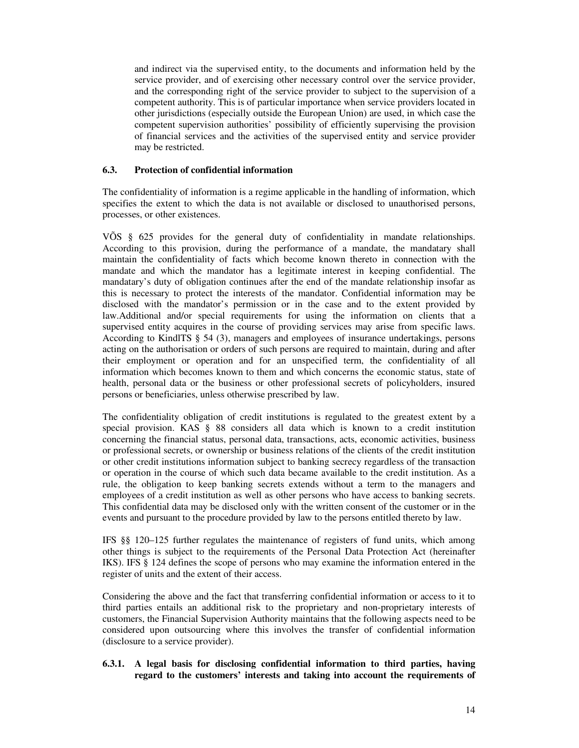and indirect via the supervised entity, to the documents and information held by the service provider, and of exercising other necessary control over the service provider, and the corresponding right of the service provider to subject to the supervision of a competent authority. This is of particular importance when service providers located in other jurisdictions (especially outside the European Union) are used, in which case the competent supervision authorities' possibility of efficiently supervising the provision of financial services and the activities of the supervised entity and service provider may be restricted.

### 6.3. Protection of confidential information

The confidentiality of information is a regime applicable in the handling of information, which specifies the extent to which the data is not available or disclosed to unauthorised persons, processes, or other existences.

VÕS § 625 provides for the general duty of confidentiality in mandate relationships. According to this provision, during the performance of a mandate, the mandatary shall maintain the confidentiality of facts which become known thereto in connection with the mandate and which the mandator has a legitimate interest in keeping confidential. The mandatary's duty of obligation continues after the end of the mandate relationship insofar as this is necessary to protect the interests of the mandator. Confidential information may be disclosed with the mandator's permission or in the case and to the extent provided by law.Additional and/or special requirements for using the information on clients that a supervised entity acquires in the course of providing services may arise from specific laws. According to KindlTS § 54 (3), managers and employees of insurance undertakings, persons acting on the authorisation or orders of such persons are required to maintain, during and after their employment or operation and for an unspecified term, the confidentiality of all information which becomes known to them and which concerns the economic status, state of health, personal data or the business or other professional secrets of policyholders, insured persons or beneficiaries, unless otherwise prescribed by law.

The confidentiality obligation of credit institutions is regulated to the greatest extent by a special provision. KAS § 88 considers all data which is known to a credit institution concerning the financial status, personal data, transactions, acts, economic activities, business or professional secrets, or ownership or business relations of the clients of the credit institution or other credit institutions information subject to banking secrecy regardless of the transaction or operation in the course of which such data became available to the credit institution. As a rule, the obligation to keep banking secrets extends without a term to the managers and employees of a credit institution as well as other persons who have access to banking secrets. This confidential data may be disclosed only with the written consent of the customer or in the events and pursuant to the procedure provided by law to the persons entitled thereto by law.

IFS §§ 120–125 further regulates the maintenance of registers of fund units, which among other things is subject to the requirements of the Personal Data Protection Act (hereinafter IKS). IFS § 124 defines the scope of persons who may examine the information entered in the register of units and the extent of their access.

Considering the above and the fact that transferring confidential information or access to it to third parties entails an additional risk to the proprietary and non-proprietary interests of customers, the Financial Supervision Authority maintains that the following aspects need to be considered upon outsourcing where this involves the transfer of confidential information (disclosure to a service provider).

#### 6.3.1. A legal basis for disclosing confidential information to third parties, having regard to the customers' interests and taking into account the requirements of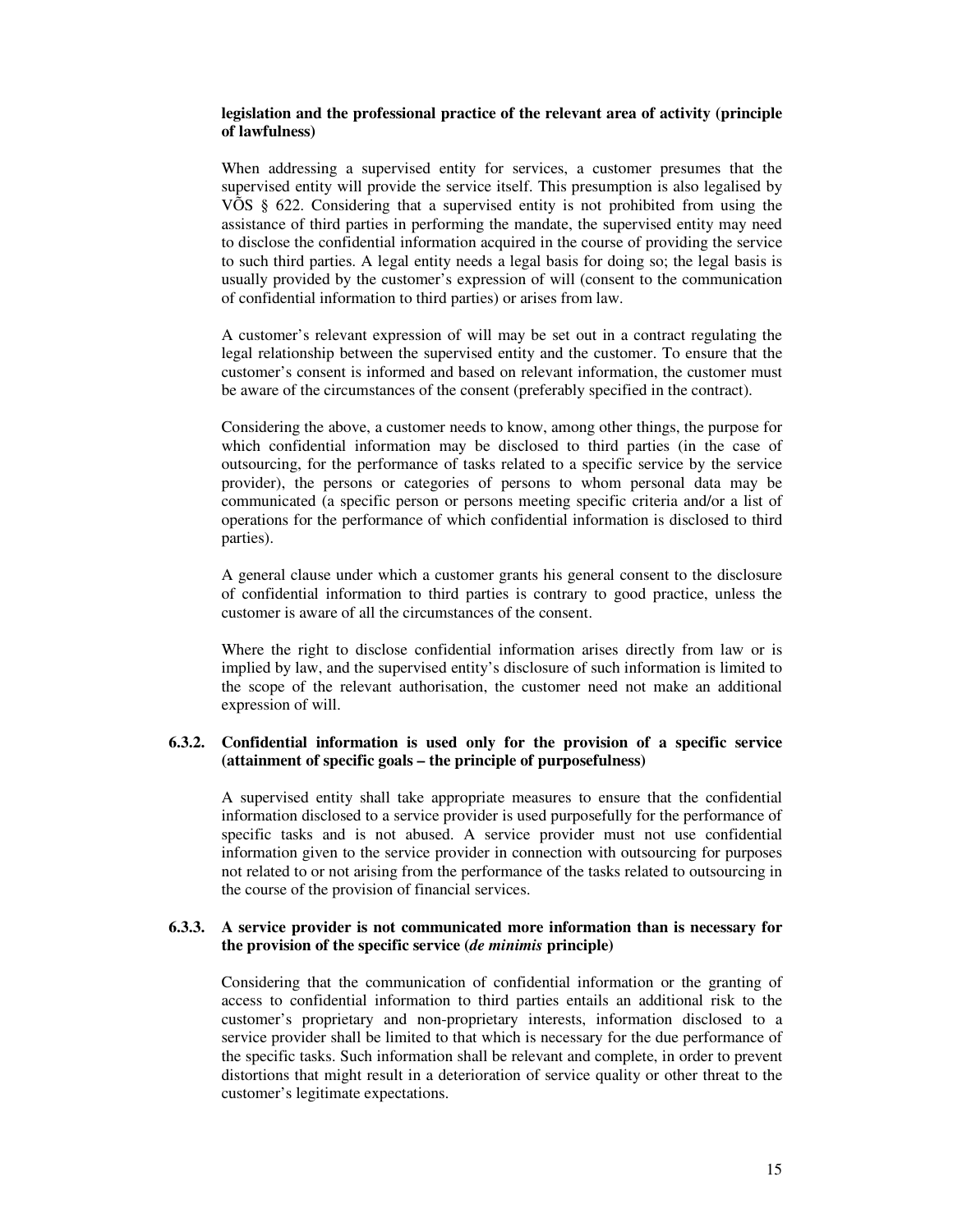**legislation and the professional practice of the relevant area of activity (principle of lawfulness)**

When addressing a supervised entity for services, a customer presumes that the supervised entity will provide the service itself. This presumption is also legalised by VÕS § 622. Considering that a supervised entity is not prohibited from using the assistance of third parties in performing the mandate, the supervised entity may need to disclose the confidential information acquired in the course of providing the service to such third parties. A legal entity needs a legal basis for doing so; the legal basis is usually provided by the customer's expression of will (consent to the communication of confidential information to third parties) or arises from law.

A customer's relevant expression of will may be set out in a contract regulating the legal relationship between the supervised entity and the customer. To ensure that the customer's consent is informed and based on relevant information, the customer must be aware of the circumstances of the consent (preferably specified in the contract).

Considering the above, a customer needs to know, among other things, the purpose for which confidential information may be disclosed to third parties (in the case of outsourcing, for the performance of tasks related to a specific service by the service provider), the persons or categories of persons to whom personal data may be communicated (a specific person or persons meeting specific criteria and/or a list of operations for the performance of which confidential information is disclosed to third parties).

A general clause under which a customer grants his general consent to the disclosure of confidential information to third parties is contrary to good practice, unless the customer is aware of all the circumstances of the consent.

Where the right to disclose confidential information arises directly from law or is implied by law, and the supervised entity's disclosure of such information is limited to the scope of the relevant authorisation, the customer need not make an additional expression of will.

### 6.3.2. Confidential information is used only for the provision of a specific service (attainment of specific goals – the principle of purposefulness)

A supervised entity shall take appropriate measures to ensure that the confidential information disclosed to a service provider is used purposefully for the performance of specific tasks and is not abused. A service provider must not use confidential information given to the service provider in connection with outsourcing for purposes not related to or not arising from the performance of the tasks related to outsourcing in the course of the provision of financial services.

### 6.3.3. A service provider is not communicated more information than is necessary for the provision of the specific service (*de minimis* principle)

Considering that the communication of confidential information or the granting of access to confidential information to third parties entails an additional risk to the customer's proprietary and non-proprietary interests, information disclosed to a service provider shall be limited to that which is necessary for the due performance of the specific tasks. Such information shall be relevant and complete, in order to prevent distortions that might result in a deterioration of service quality or other threat to the customer's legitimate expectations.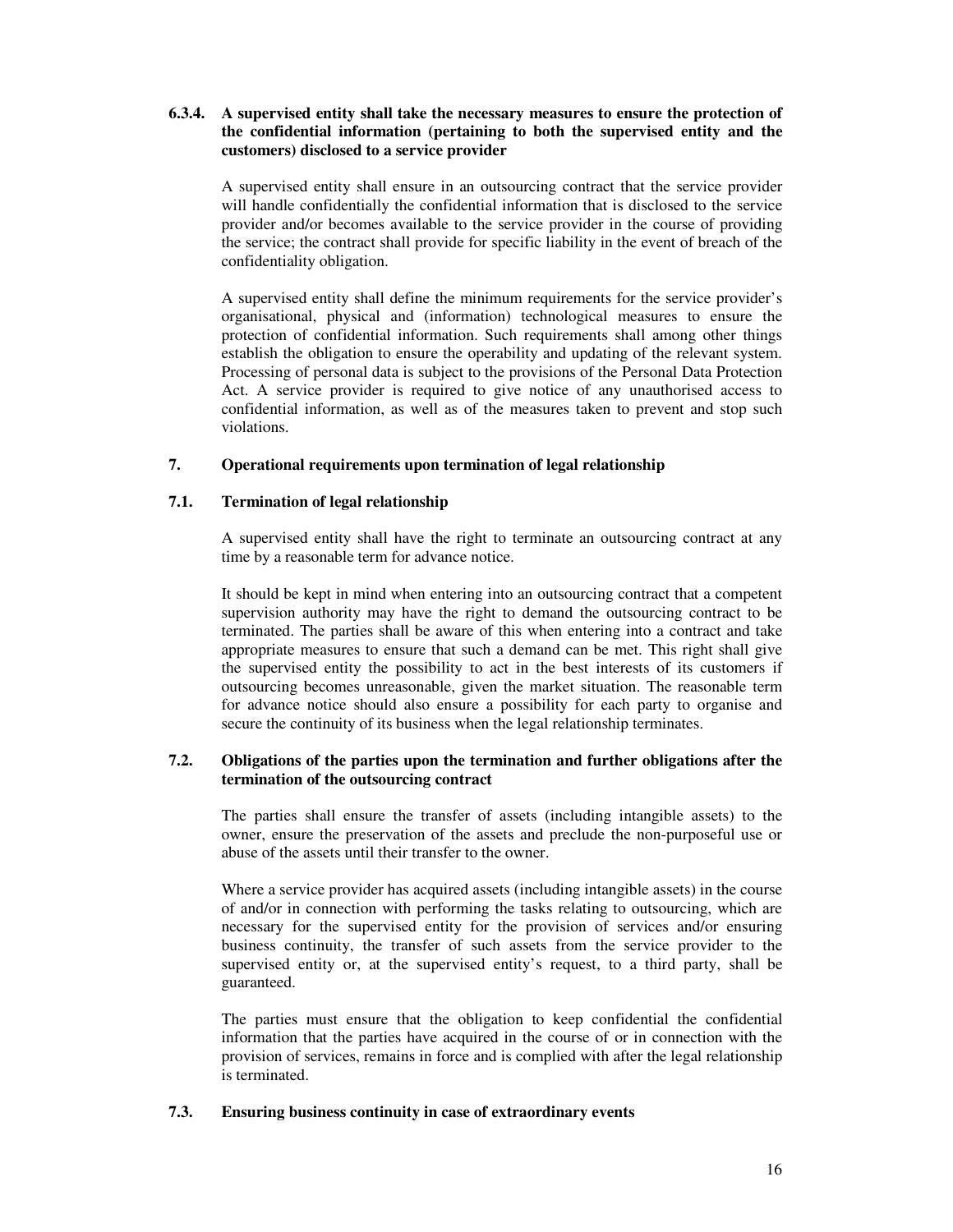#### 6.3.4. A supervised entity shall take the necessary measures to ensure the protection of the confidential information (pertaining to both the supervised entity and the customers) disclosed to a service provider

A supervised entity shall ensure in an outsourcing contract that the service provider will handle confidentially the confidential information that is disclosed to the service provider and/or becomes available to the service provider in the course of providing the service; the contract shall provide for specific liability in the event of breach of the confidentiality obligation.

A supervised entity shall define the minimum requirements for the service provider's organisational, physical and (information) technological measures to ensure the protection of confidential information. Such requirements shall among other things establish the obligation to ensure the operability and updating of the relevant system. Processing of personal data is subject to the provisions of the Personal Data Protection Act. A service provider is required to give notice of any unauthorised access to confidential information, as well as of the measures taken to prevent and stop such violations.

## 7. Operational requirements upon termination of legal relationship

### 7.1. Termination of legal relationship

A supervised entity shall have the right to terminate an outsourcing contract at any time by a reasonable term for advance notice.

It should be kept in mind when entering into an outsourcing contract that a competent supervision authority may have the right to demand the outsourcing contract to be terminated. The parties shall be aware of this when entering into a contract and take appropriate measures to ensure that such a demand can be met. This right shall give the supervised entity the possibility to act in the best interests of its customers if outsourcing becomes unreasonable, given the market situation. The reasonable term for advance notice should also ensure a possibility for each party to organise and secure the continuity of its business when the legal relationship terminates.

### 7.2. Obligations of the parties upon the termination and further obligations after the termination of the outsourcing contract

The parties shall ensure the transfer of assets (including intangible assets) to the owner, ensure the preservation of the assets and preclude the non-purposeful use or abuse of the assets until their transfer to the owner.

Where a service provider has acquired assets (including intangible assets) in the course of and/or in connection with performing the tasks relating to outsourcing, which are necessary for the supervised entity for the provision of services and/or ensuring business continuity, the transfer of such assets from the service provider to the supervised entity or, at the supervised entity's request, to a third party, shall be guaranteed.

The parties must ensure that the obligation to keep confidential the confidential information that the parties have acquired in the course of or in connection with the provision of services, remains in force and is complied with after the legal relationship is terminated.

### 7.3. Ensuring business continuity in case of extraordinary events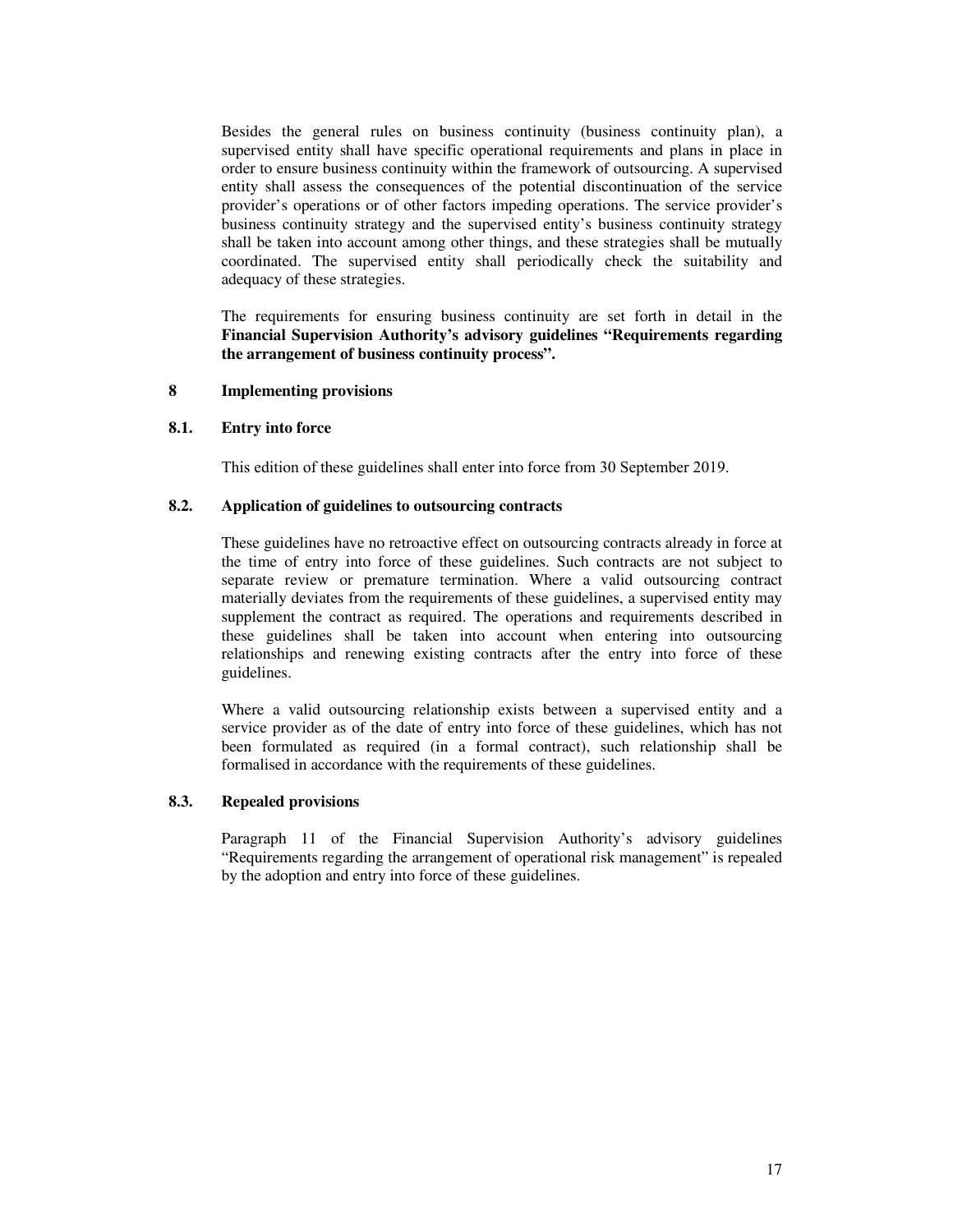Besides the general rules on business continuity (business continuity plan), a supervised entity shall have specific operational requirements and plans in place in order to ensure business continuity within the framework of outsourcing. A supervised entity shall assess the consequences of the potential discontinuation of the service provider's operations or of other factors impeding operations. The service provider's business continuity strategy and the supervised entity's business continuity strategy shall be taken into account among other things, and these strategies shall be mutually coordinated. The supervised entity shall periodically check the suitability and adequacy of these strategies.

The requirements for ensuring business continuity are set forth in detail in the **Financial Supervision Authority's advisory guidelines "Requirements regarding the arrangement of business continuity process".**

## 8 Implementing provisions

### 8.1. Entry into force

This edition of these guidelines shall enter into force from 30 September 2019.

### 8.2. Application of guidelines to outsourcing contracts

These guidelines have no retroactive effect on outsourcing contracts already in force at the time of entry into force of these guidelines. Such contracts are not subject to separate review or premature termination. Where a valid outsourcing contract materially deviates from the requirements of these guidelines, a supervised entity may supplement the contract as required. The operations and requirements described in these guidelines shall be taken into account when entering into outsourcing relationships and renewing existing contracts after the entry into force of these guidelines.

Where a valid outsourcing relationship exists between a supervised entity and a service provider as of the date of entry into force of these guidelines, which has not been formulated as required (in a formal contract), such relationship shall be formalised in accordance with the requirements of these guidelines.

### 8.3. Repealed provisions

Paragraph 11 of the Financial Supervision Authority's advisory guidelines "Requirements regarding the arrangement of operational risk management" is repealed by the adoption and entry into force of these guidelines.